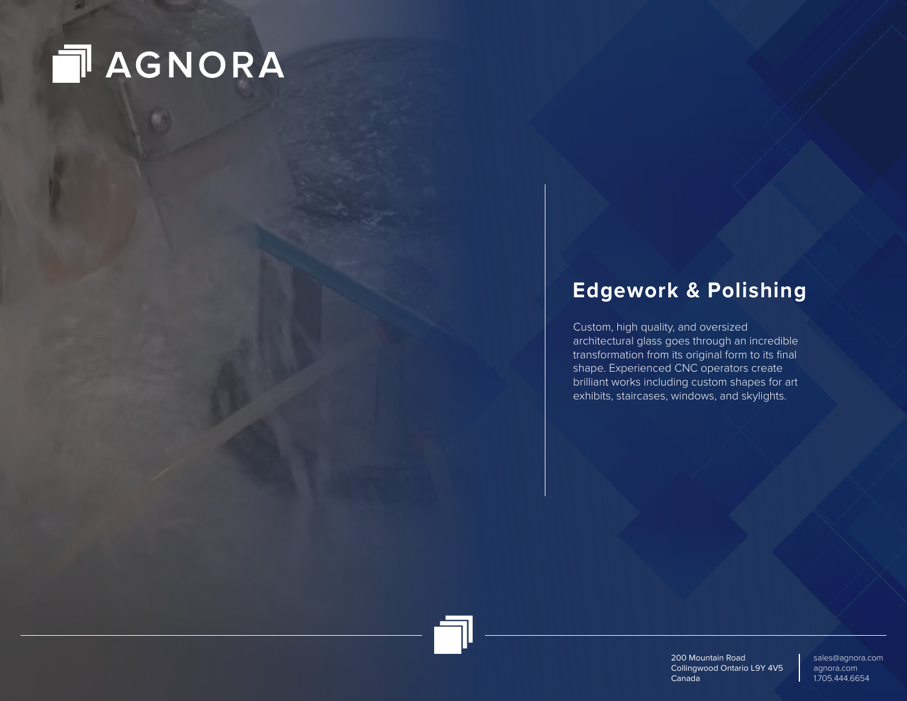# AGNORA

## Edgework & Polishing

Custom, high quality, and oversized architectural glass goes through an incredible transformation from its original form to its final shape. Experienced CNC operators create brilliant works including custom shapes for art exhibits, staircases, windows, and skylights.

200 Mountain Road
Collingwood Ontario L9Y 4V5
Canada

sales@agnora.com
agnora.com
1.705.444.6654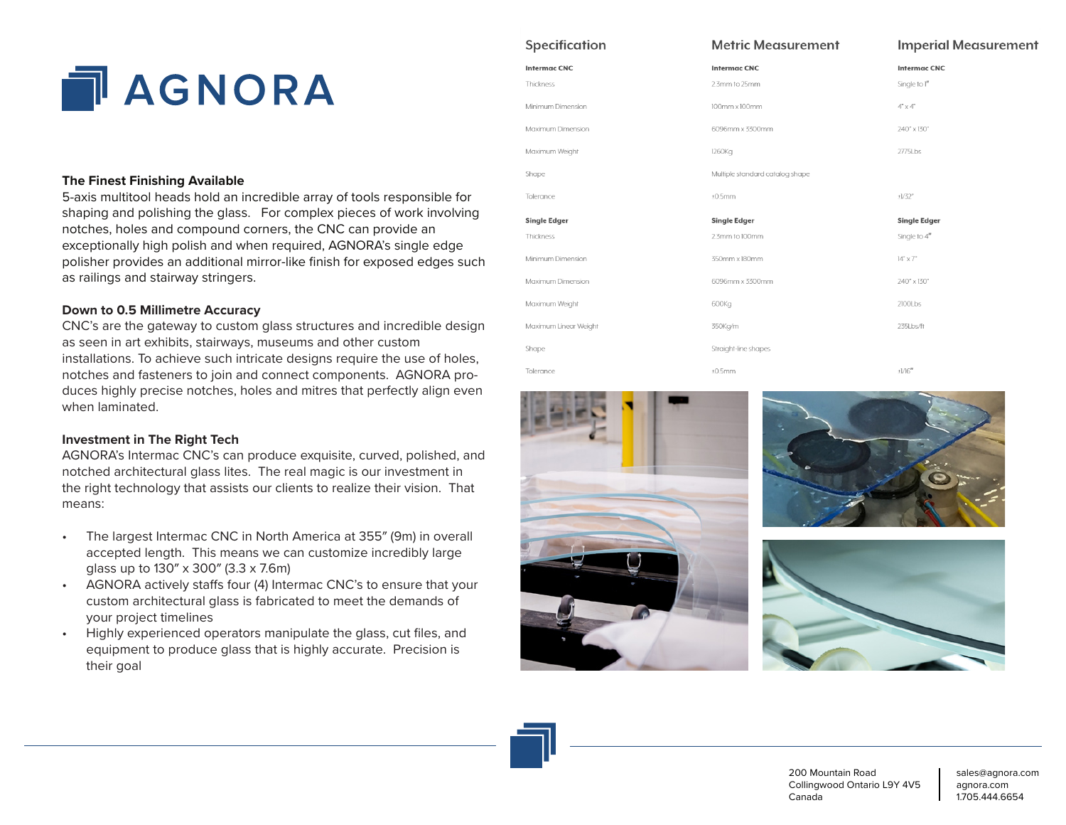# AGNORA

### The Finest Finishing Available

5-axis multitool heads hold an incredible array of tools responsible for shaping and polishing the glass. For complex pieces of work involving notches, holes and compound corners, the CNC can provide an exceptionally high polish and when required, AGNORA's single edge polisher provides an additional mirror-like finish for exposed edges such as railings and stairway stringers.

### Down to 0.5 Millimetre Accuracy

CNC's are the gateway to custom glass structures and incredible design as seen in art exhibits, stairways, museums and other custom installations. To achieve such intricate designs require the use of holes, notches and fasteners to join and connect components. AGNORA produces highly precise notches, holes and mitres that perfectly align even when laminated.

### Investment in The Right Tech

AGNORA's Intermac CNC's can produce exquisite, curved, polished, and notched architectural glass lites. The real magic is our investment in the right technology that assists our clients to realize their vision. That means:

- The largest Intermac CNC in North America at 355″ (9m) in overall accepted length. This means we can customize incredibly large glass up to 130″ x 300″ (3.3 x 7.6m)
- AGNORA actively staffs four (4) Intermac CNC's to ensure that your custom architectural glass is fabricated to meet the demands of your project timelines
- Highly experienced operators manipulate the glass, cut files, and equipment to produce glass that is highly accurate. Precision is their goal

| Specification | Metric Measurement | Imperial Measurement |
|---|---|---|
| **Intermac CNC** | **Intermac CNC** | **Intermac CNC** |
| Thickness | 2.3mm to 25mm | Single to 1″ |
| Minimum Dimension | 100mm x 100mm | 4″ x 4″ |
| Maximum Dimension | 6096mm x 3300mm | 240″ x 130″ |
| Maximum Weight | 1260Kg | 2775Lbs |
| Shape | Multiple standard catalog shape | |
| Tolerance | ±0.5mm | ±1/32″ |
| **Single Edger** | **Single Edger** | **Single Edger** |
| Thickness | 2.3mm to 100mm | Single to 4″ |
| Minimum Dimension | 350mm x 180mm | 14″ x 7″ |
| Maximum Dimension | 6096mm x 3300mm | 240″ x 130″ |
| Maximum Weight | 600Kg | 2100Lbs |
| Maximum Linear Weight | 350Kg/m | 235Lbs/ft |
| Shape | Straight-line shapes | |
| Tolerance | ±0.5mm | ±1/16″ |

200 Mountain Road
Collingwood Ontario L9Y 4V5
Canada

sales@agnora.com
agnora.com
1.705.444.6654